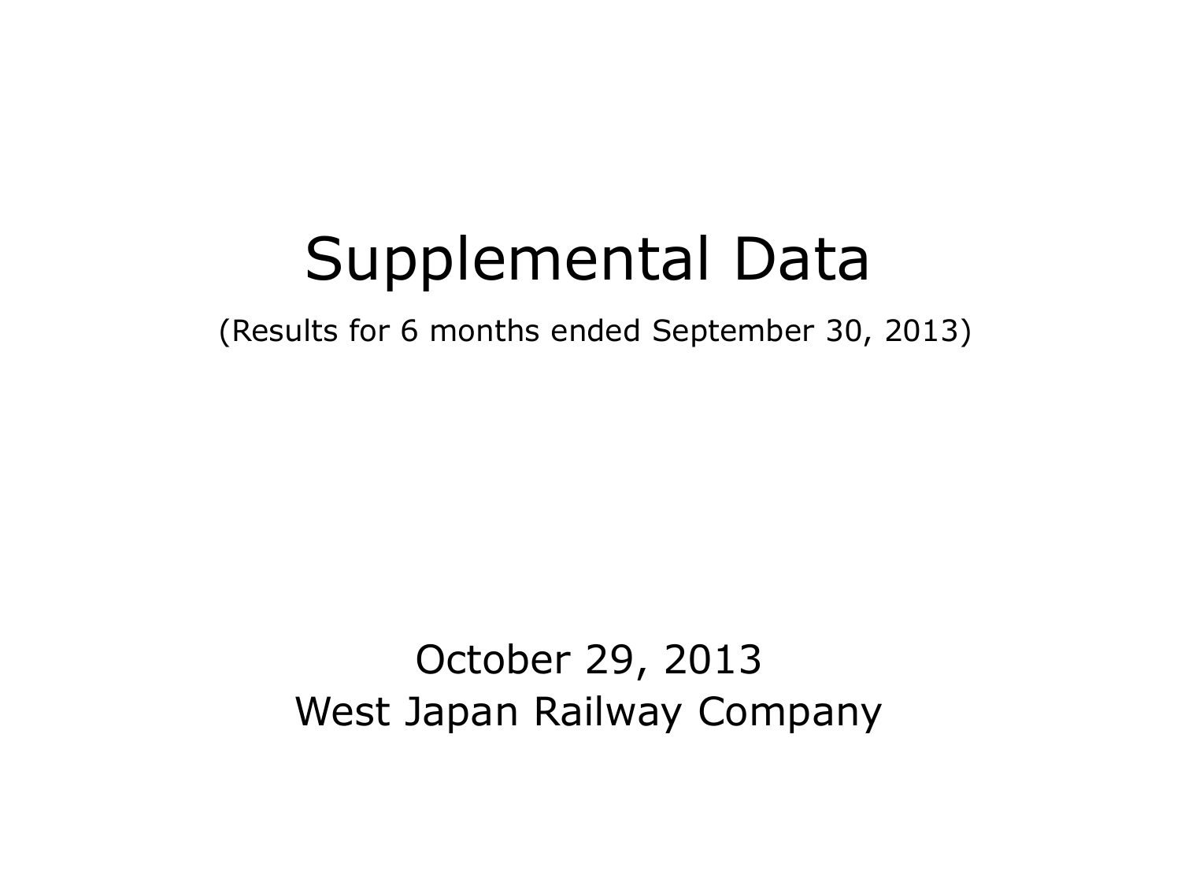# Supplemental Data

(Results for 6 months ended September 30, 2013)

October 29, 2013

West Japan Railway Company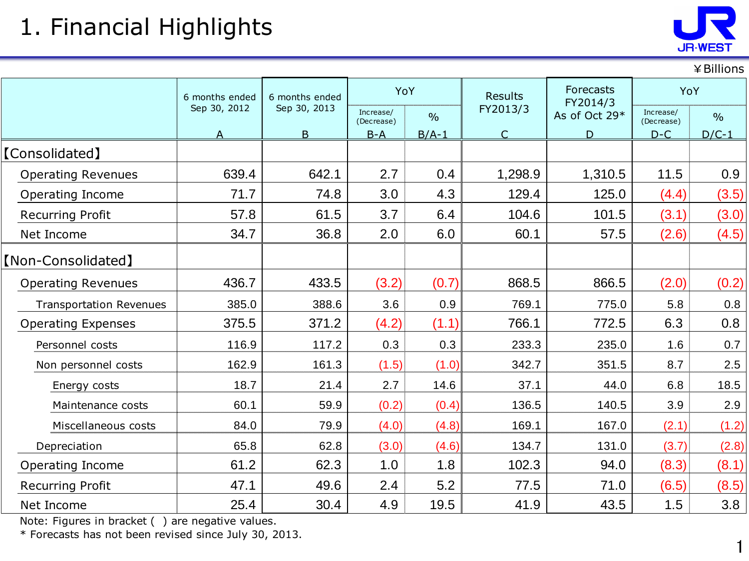# 1. Financial Highlights

¥Billions

| | 6 months ended Sep 30, 2012 | 6 months ended Sep 30, 2013 | YoY | | Results FY2013/3 | Forecasts FY2014/3 As of Oct 29* | YoY | |
|---|---|---|---|---|---|---|---|---|
| | | | Increase/ (Decrease) | % | | | Increase/ (Decrease) | % |
| | A | B | B-A | B/A-1 | C | D | D-C | D/C-1 |
| 【Consolidated】 | | | | | | | | |
| Operating Revenues | 639.4 | 642.1 | 2.7 | 0.4 | 1,298.9 | 1,310.5 | 11.5 | 0.9 |
| Operating Income | 71.7 | 74.8 | 3.0 | 4.3 | 129.4 | 125.0 | (4.4) | (3.5) |
| Recurring Profit | 57.8 | 61.5 | 3.7 | 6.4 | 104.6 | 101.5 | (3.1) | (3.0) |
| Net Income | 34.7 | 36.8 | 2.0 | 6.0 | 60.1 | 57.5 | (2.6) | (4.5) |
| 【Non-Consolidated】 | | | | | | | | |
| Operating Revenues | 436.7 | 433.5 | (3.2) | (0.7) | 868.5 | 866.5 | (2.0) | (0.2) |
| Transportation Revenues | 385.0 | 388.6 | 3.6 | 0.9 | 769.1 | 775.0 | 5.8 | 0.8 |
| Operating Expenses | 375.5 | 371.2 | (4.2) | (1.1) | 766.1 | 772.5 | 6.3 | 0.8 |
| Personnel costs | 116.9 | 117.2 | 0.3 | 0.3 | 233.3 | 235.0 | 1.6 | 0.7 |
| Non personnel costs | 162.9 | 161.3 | (1.5) | (1.0) | 342.7 | 351.5 | 8.7 | 2.5 |
| Energy costs | 18.7 | 21.4 | 2.7 | 14.6 | 37.1 | 44.0 | 6.8 | 18.5 |
| Maintenance costs | 60.1 | 59.9 | (0.2) | (0.4) | 136.5 | 140.5 | 3.9 | 2.9 |
| Miscellaneous costs | 84.0 | 79.9 | (4.0) | (4.8) | 169.1 | 167.0 | (2.1) | (1.2) |
| Depreciation | 65.8 | 62.8 | (3.0) | (4.6) | 134.7 | 131.0 | (3.7) | (2.8) |
| Operating Income | 61.2 | 62.3 | 1.0 | 1.8 | 102.3 | 94.0 | (8.3) | (8.1) |
| Recurring Profit | 47.1 | 49.6 | 2.4 | 5.2 | 77.5 | 71.0 | (6.5) | (8.5) |
| Net Income | 25.4 | 30.4 | 4.9 | 19.5 | 41.9 | 43.5 | 1.5 | 3.8 |

Note: Figures in bracket ( ) are negative values.
* Forecasts has not been revised since July 30, 2013.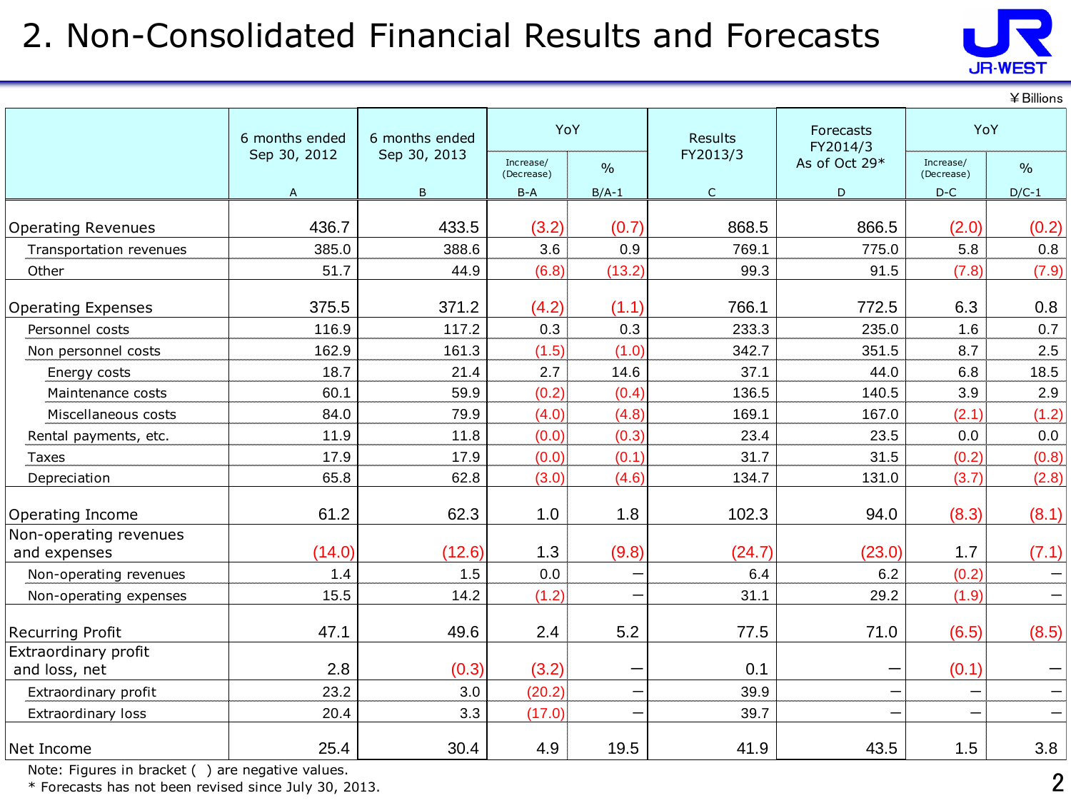# 2. Non-Consolidated Financial Results and Forecasts

¥Billions

| | 6 months ended Sep 30, 2012 | 6 months ended Sep 30, 2013 | YoY | | Results FY2013/3 | Forecasts FY2014/3 As of Oct 29* | YoY | |
|---|---|---|---|---|---|---|---|---|
| | | | Increase/ (Decrease) | % | | | Increase/ (Decrease) | % |
| | A | B | B-A | B/A-1 | C | D | D-C | D/C-1 |
| Operating Revenues | 436.7 | 433.5 | (3.2) | (0.7) | 868.5 | 866.5 | (2.0) | (0.2) |
| Transportation revenues | 385.0 | 388.6 | 3.6 | 0.9 | 769.1 | 775.0 | 5.8 | 0.8 |
| Other | 51.7 | 44.9 | (6.8) | (13.2) | 99.3 | 91.5 | (7.8) | (7.9) |
| Operating Expenses | 375.5 | 371.2 | (4.2) | (1.1) | 766.1 | 772.5 | 6.3 | 0.8 |
| Personnel costs | 116.9 | 117.2 | 0.3 | 0.3 | 233.3 | 235.0 | 1.6 | 0.7 |
| Non personnel costs | 162.9 | 161.3 | (1.5) | (1.0) | 342.7 | 351.5 | 8.7 | 2.5 |
| Energy costs | 18.7 | 21.4 | 2.7 | 14.6 | 37.1 | 44.0 | 6.8 | 18.5 |
| Maintenance costs | 60.1 | 59.9 | (0.2) | (0.4) | 136.5 | 140.5 | 3.9 | 2.9 |
| Miscellaneous costs | 84.0 | 79.9 | (4.0) | (4.8) | 169.1 | 167.0 | (2.1) | (1.2) |
| Rental payments, etc. | 11.9 | 11.8 | (0.0) | (0.3) | 23.4 | 23.5 | 0.0 | 0.0 |
| Taxes | 17.9 | 17.9 | (0.0) | (0.1) | 31.7 | 31.5 | (0.2) | (0.8) |
| Depreciation | 65.8 | 62.8 | (3.0) | (4.6) | 134.7 | 131.0 | (3.7) | (2.8) |
| Operating Income | 61.2 | 62.3 | 1.0 | 1.8 | 102.3 | 94.0 | (8.3) | (8.1) |
| Non-operating revenues and expenses | (14.0) | (12.6) | 1.3 | (9.8) | (24.7) | (23.0) | 1.7 | (7.1) |
| Non-operating revenues | 1.4 | 1.5 | 0.0 | − | 6.4 | 6.2 | (0.2) | − |
| Non-operating expenses | 15.5 | 14.2 | (1.2) | − | 31.1 | 29.2 | (1.9) | − |
| Recurring Profit | 47.1 | 49.6 | 2.4 | 5.2 | 77.5 | 71.0 | (6.5) | (8.5) |
| Extraordinary profit and loss, net | 2.8 | (0.3) | (3.2) | − | 0.1 | − | (0.1) | − |
| Extraordinary profit | 23.2 | 3.0 | (20.2) | − | 39.9 | − | − | − |
| Extraordinary loss | 20.4 | 3.3 | (17.0) | − | 39.7 | − | − | − |
| Net Income | 25.4 | 30.4 | 4.9 | 19.5 | 41.9 | 43.5 | 1.5 | 3.8 |

Note: Figures in bracket ( ) are negative values.
* Forecasts has not been revised since July 30, 2013.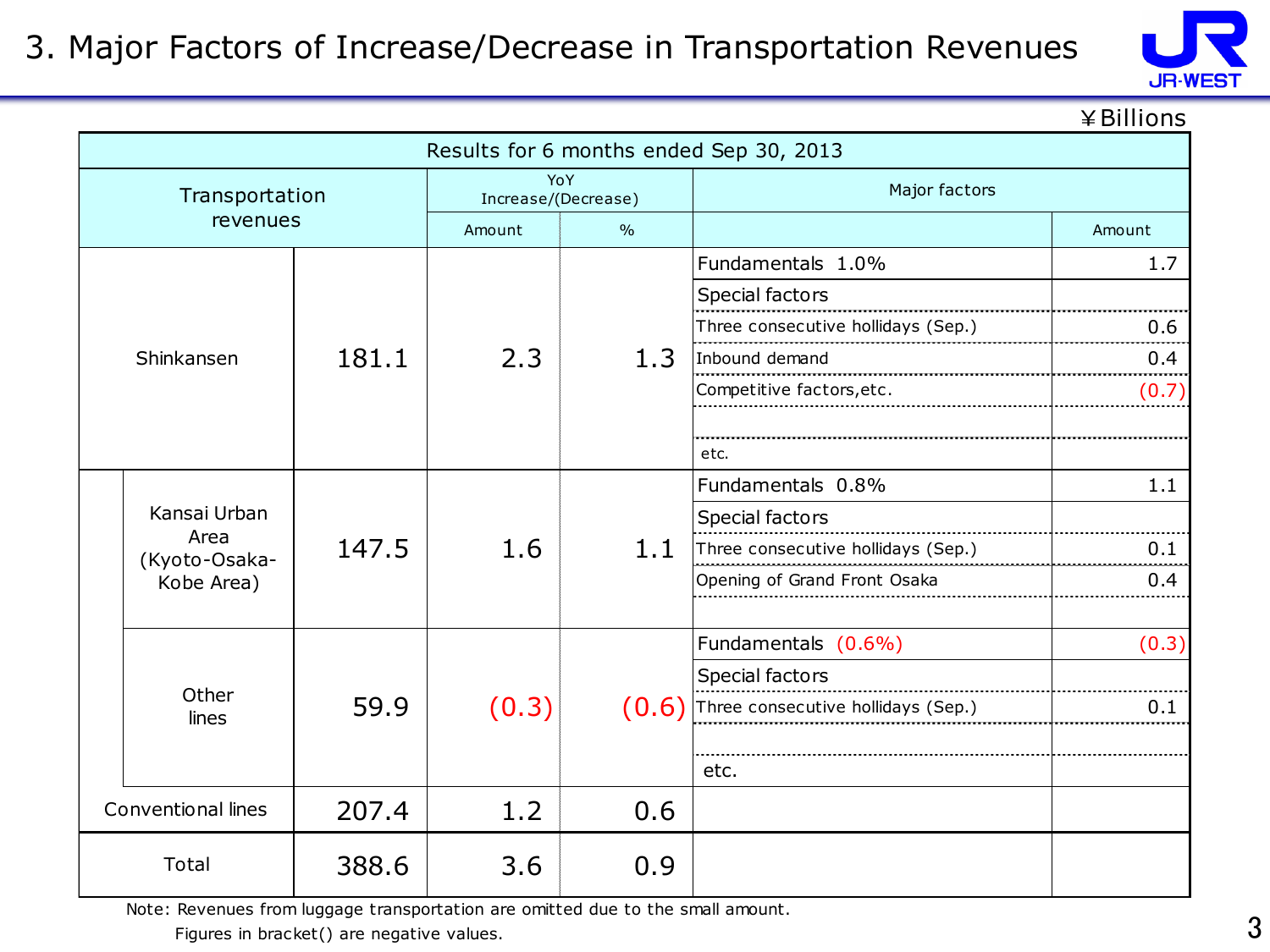# 3. Major Factors of Increase/Decrease in Transportation Revenues

¥Billions

| Results for 6 months ended Sep 30, 2013 | | | | | | |
|---|---|---|---|---|---|---|
| Transportation revenues | | | YoY Increase/(Decrease) | | Major factors | |
| | | | Amount | % | | Amount |
| Shinkansen | | 181.1 | 2.3 | 1.3 | Fundamentals 1.0% | 1.7 |
| | | | | | Special factors | |
| | | | | | Three consecutive hollidays (Sep.) | 0.6 |
| | | | | | Inbound demand | 0.4 |
| | | | | | Competitive factors,etc. | (0.7) |
| | | | | | | |
| | | | | | etc. | |
| | Kansai Urban Area (Kyoto-Osaka-Kobe Area) | 147.5 | 1.6 | 1.1 | Fundamentals 0.8% | 1.1 |
| | | | | | Special factors | |
| | | | | | Three consecutive hollidays (Sep.) | 0.1 |
| | | | | | Opening of Grand Front Osaka | 0.4 |
| | | | | | | |
| | Other lines | 59.9 | (0.3) | (0.6) | Fundamentals (0.6%) | (0.3) |
| | | | | | Special factors | |
| | | | | | Three consecutive hollidays (Sep.) | 0.1 |
| | | | | | | |
| | | | | | etc. | |
| Conventional lines | | 207.4 | 1.2 | 0.6 | | |
| Total | | 388.6 | 3.6 | 0.9 | | |

Note: Revenues from luggage transportation are omitted due to the small amount.
Figures in bracket() are negative values.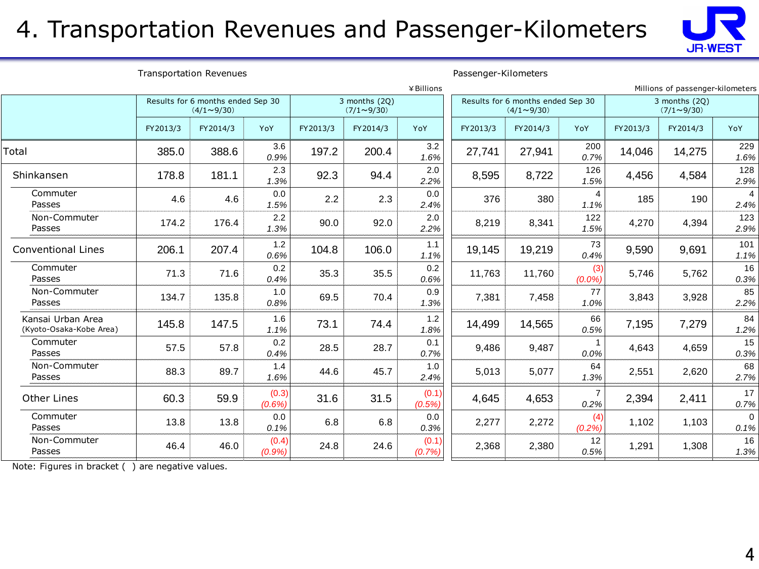# 4. Transportation Revenues and Passenger-Kilometers

Transportation Revenues (¥Billions)

| | Results for 6 months ended Sep 30 (4/1～9/30) | | | 3 months (2Q) (7/1～9/30) | | |
|---|---|---|---|---|---|---|
| | FY2013/3 | FY2014/3 | YoY | FY2013/3 | FY2014/3 | YoY |
| Total | 385.0 | 388.6 | 3.6 *0.9%* | 197.2 | 200.4 | 3.2 *1.6%* |
| Shinkansen | 178.8 | 181.1 | 2.3 *1.3%* | 92.3 | 94.4 | 2.0 *2.2%* |
| Commuter Passes | 4.6 | 4.6 | 0.0 *1.5%* | 2.2 | 2.3 | 0.0 *2.4%* |
| Non-Commuter Passes | 174.2 | 176.4 | 2.2 *1.3%* | 90.0 | 92.0 | 2.0 *2.2%* |
| Conventional Lines | 206.1 | 207.4 | 1.2 *0.6%* | 104.8 | 106.0 | 1.1 *1.1%* |
| Commuter Passes | 71.3 | 71.6 | 0.2 *0.4%* | 35.3 | 35.5 | 0.2 *0.6%* |
| Non-Commuter Passes | 134.7 | 135.8 | 1.0 *0.8%* | 69.5 | 70.4 | 0.9 *1.3%* |
| Kansai Urban Area (Kyoto-Osaka-Kobe Area) | 145.8 | 147.5 | 1.6 *1.1%* | 73.1 | 74.4 | 1.2 *1.8%* |
| Commuter Passes | 57.5 | 57.8 | 0.2 *0.4%* | 28.5 | 28.7 | 0.1 *0.7%* |
| Non-Commuter Passes | 88.3 | 89.7 | 1.4 *1.6%* | 44.6 | 45.7 | 1.0 *2.4%* |
| Other Lines | 60.3 | 59.9 | (0.3) *(0.6%)* | 31.6 | 31.5 | (0.1) *(0.5%)* |
| Commuter Passes | 13.8 | 13.8 | 0.0 *0.1%* | 6.8 | 6.8 | 0.0 *0.3%* |
| Non-Commuter Passes | 46.4 | 46.0 | (0.4) *(0.9%)* | 24.8 | 24.6 | (0.1) *(0.7%)* |

Passenger-Kilometers (Millions of passenger-kilometers)

| | Results for 6 months ended Sep 30 (4/1～9/30) | | | 3 months (2Q) (7/1～9/30) | | |
|---|---|---|---|---|---|---|
| | FY2013/3 | FY2014/3 | YoY | FY2013/3 | FY2014/3 | YoY |
| Total | 27,741 | 27,941 | 200 *0.7%* | 14,046 | 14,275 | 229 *1.6%* |
| Shinkansen | 8,595 | 8,722 | 126 *1.5%* | 4,456 | 4,584 | 128 *2.9%* |
| Commuter Passes | 376 | 380 | 4 *1.1%* | 185 | 190 | 4 *2.4%* |
| Non-Commuter Passes | 8,219 | 8,341 | 122 *1.5%* | 4,270 | 4,394 | 123 *2.9%* |
| Conventional Lines | 19,145 | 19,219 | 73 *0.4%* | 9,590 | 9,691 | 101 *1.1%* |
| Commuter Passes | 11,763 | 11,760 | (3) *(0.0%)* | 5,746 | 5,762 | 16 *0.3%* |
| Non-Commuter Passes | 7,381 | 7,458 | 77 *1.0%* | 3,843 | 3,928 | 85 *2.2%* |
| Kansai Urban Area (Kyoto-Osaka-Kobe Area) | 14,499 | 14,565 | 66 *0.5%* | 7,195 | 7,279 | 84 *1.2%* |
| Commuter Passes | 9,486 | 9,487 | 1 *0.0%* | 4,643 | 4,659 | 15 *0.3%* |
| Non-Commuter Passes | 5,013 | 5,077 | 64 *1.3%* | 2,551 | 2,620 | 68 *2.7%* |
| Other Lines | 4,645 | 4,653 | 7 *0.2%* | 2,394 | 2,411 | 17 *0.7%* |
| Commuter Passes | 2,277 | 2,272 | (4) *(0.2%)* | 1,102 | 1,103 | 0 *0.1%* |
| Non-Commuter Passes | 2,368 | 2,380 | 12 *0.5%* | 1,291 | 1,308 | 16 *1.3%* |

Note: Figures in bracket ( ) are negative values.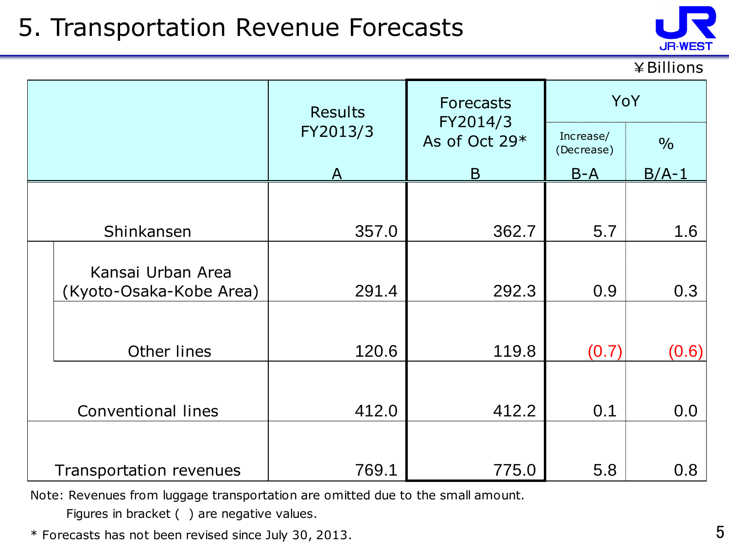# 5. Transportation Revenue Forecasts

¥Billions

| | Results FY2013/3 | Forecasts FY2014/3 As of Oct 29* | YoY | |
|---|---|---|---|---|
| | | | Increase/ (Decrease) | % |
| | A | B | B-A | B/A-1 |
| Shinkansen | 357.0 | 362.7 | 5.7 | 1.6 |
| Kansai Urban Area (Kyoto-Osaka-Kobe Area) | 291.4 | 292.3 | 0.9 | 0.3 |
| Other lines | 120.6 | 119.8 | (0.7) | (0.6) |
| Conventional lines | 412.0 | 412.2 | 0.1 | 0.0 |
| Transportation revenues | 769.1 | 775.0 | 5.8 | 0.8 |

Note: Revenues from luggage transportation are omitted due to the small amount.
Figures in bracket ( ) are negative values.

* Forecasts has not been revised since July 30, 2013.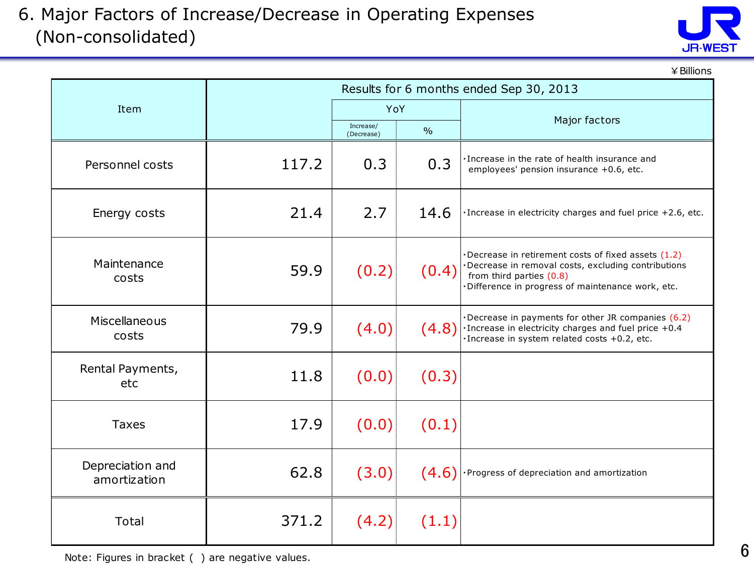# 6. Major Factors of Increase/Decrease in Operating Expenses (Non-consolidated)

¥Billions

| Item | Results for 6 months ended Sep 30, 2013 | | | |
|---|---|---|---|---|
| | | YoY | | Major factors |
| | | Increase/ (Decrease) | % | |
| Personnel costs | 117.2 | 0.3 | 0.3 | ・Increase in the rate of health insurance and employees' pension insurance +0.6, etc. |
| Energy costs | 21.4 | 2.7 | 14.6 | ・Increase in electricity charges and fuel price +2.6, etc. |
| Maintenance costs | 59.9 | (0.2) | (0.4) | ・Decrease in retirement costs of fixed assets (1.2)<br>・Decrease in removal costs, excluding contributions from third parties (0.8)<br>・Difference in progress of maintenance work, etc. |
| Miscellaneous costs | 79.9 | (4.0) | (4.8) | ・Decrease in payments for other JR companies (6.2)<br>・Increase in electricity charges and fuel price +0.4<br>・Increase in system related costs +0.2, etc. |
| Rental Payments, etc | 11.8 | (0.0) | (0.3) | |
| Taxes | 17.9 | (0.0) | (0.1) | |
| Depreciation and amortization | 62.8 | (3.0) | (4.6) | ・Progress of depreciation and amortization |
| Total | 371.2 | (4.2) | (1.1) | |

Note: Figures in bracket ( ) are negative values.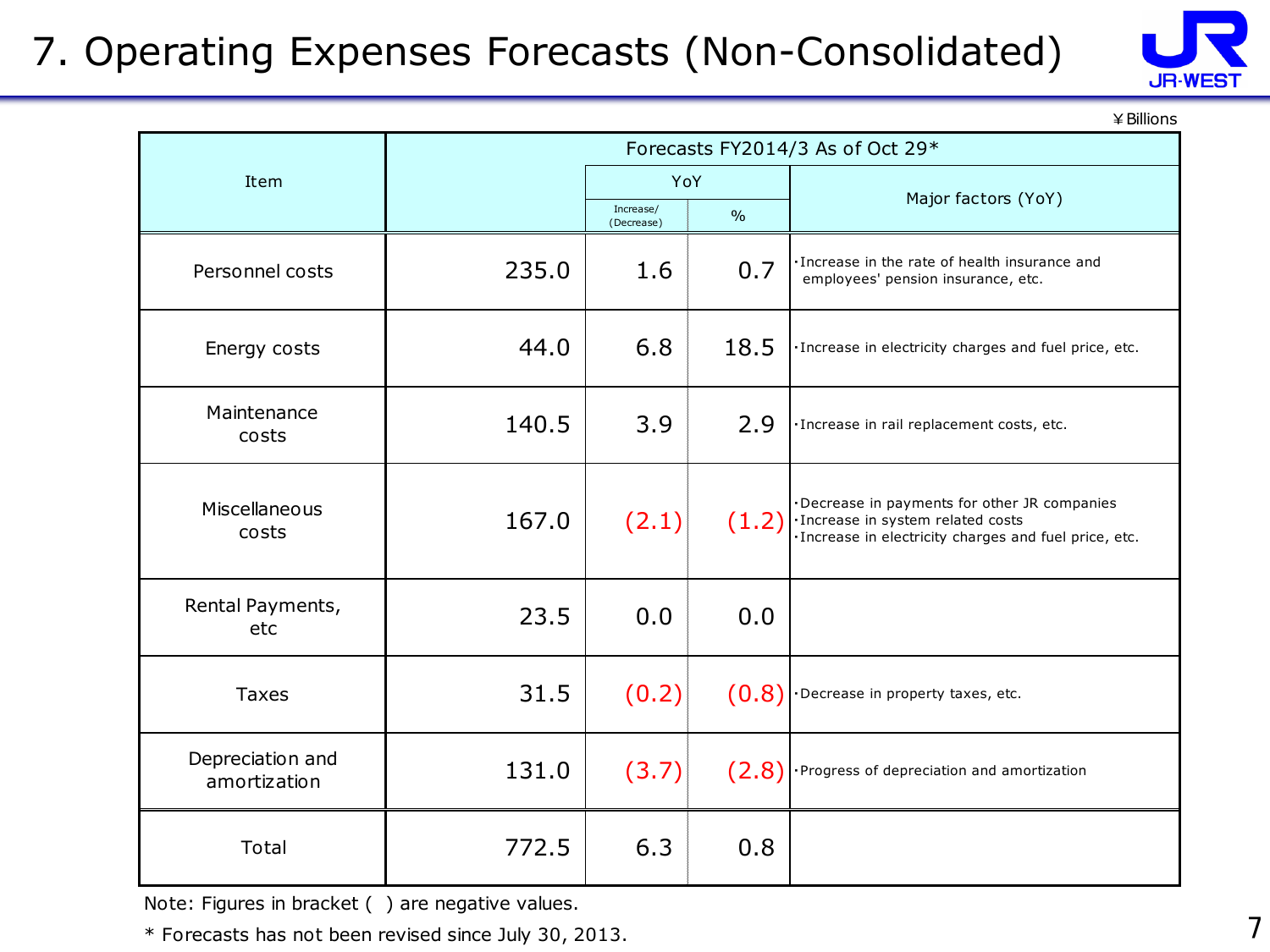# 7. Operating Expenses Forecasts (Non-Consolidated)

¥Billions

| Item | Forecasts FY2014/3 As of Oct 29* | | | |
|---|---|---|---|---|
| | | YoY | | Major factors (YoY) |
| | | Increase/(Decrease) | % | |
| Personnel costs | 235.0 | 1.6 | 0.7 | ・Increase in the rate of health insurance and employees' pension insurance, etc. |
| Energy costs | 44.0 | 6.8 | 18.5 | ・Increase in electricity charges and fuel price, etc. |
| Maintenance costs | 140.5 | 3.9 | 2.9 | ・Increase in rail replacement costs, etc. |
| Miscellaneous costs | 167.0 | (2.1) | (1.2) | ・Decrease in payments for other JR companies<br>・Increase in system related costs<br>・Increase in electricity charges and fuel price, etc. |
| Rental Payments, etc | 23.5 | 0.0 | 0.0 | |
| Taxes | 31.5 | (0.2) | (0.8) | ・Decrease in property taxes, etc. |
| Depreciation and amortization | 131.0 | (3.7) | (2.8) | ・Progress of depreciation and amortization |
| Total | 772.5 | 6.3 | 0.8 | |

Note: Figures in bracket ( ) are negative values.

* Forecasts has not been revised since July 30, 2013.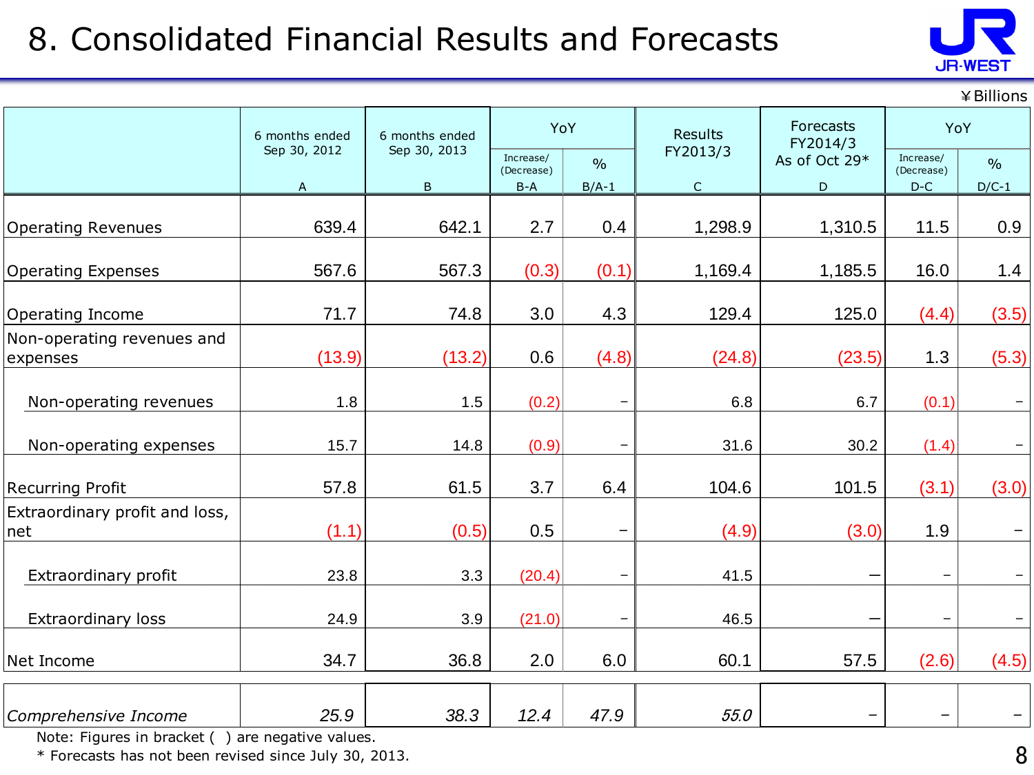# 8. Consolidated Financial Results and Forecasts

¥Billions

| | 6 months ended Sep 30, 2012 | 6 months ended Sep 30, 2013 | YoY | | Results FY2013/3 | Forecasts FY2014/3 As of Oct 29* | YoY | |
|---|---|---|---|---|---|---|---|---|
| | | | Increase/ (Decrease) | % | | | Increase/ (Decrease) | % |
| | A | B | B-A | B/A-1 | C | D | D-C | D/C-1 |
| Operating Revenues | 639.4 | 642.1 | 2.7 | 0.4 | 1,298.9 | 1,310.5 | 11.5 | 0.9 |
| Operating Expenses | 567.6 | 567.3 | (0.3) | (0.1) | 1,169.4 | 1,185.5 | 16.0 | 1.4 |
| Operating Income | 71.7 | 74.8 | 3.0 | 4.3 | 129.4 | 125.0 | (4.4) | (3.5) |
| Non-operating revenues and expenses | (13.9) | (13.2) | 0.6 | (4.8) | (24.8) | (23.5) | 1.3 | (5.3) |
| Non-operating revenues | 1.8 | 1.5 | (0.2) | − | 6.8 | 6.7 | (0.1) | − |
| Non-operating expenses | 15.7 | 14.8 | (0.9) | − | 31.6 | 30.2 | (1.4) | − |
| Recurring Profit | 57.8 | 61.5 | 3.7 | 6.4 | 104.6 | 101.5 | (3.1) | (3.0) |
| Extraordinary profit and loss, net | (1.1) | (0.5) | 0.5 | − | (4.9) | (3.0) | 1.9 | − |
| Extraordinary profit | 23.8 | 3.3 | (20.4) | − | 41.5 | − | − | − |
| Extraordinary loss | 24.9 | 3.9 | (21.0) | − | 46.5 | − | − | − |
| Net Income | 34.7 | 36.8 | 2.0 | 6.0 | 60.1 | 57.5 | (2.6) | (4.5) |
| *Comprehensive Income* | *25.9* | *38.3* | *12.4* | *47.9* | *55.0* | − | − | − |

Note: Figures in bracket ( ) are negative values.

\* Forecasts has not been revised since July 30, 2013.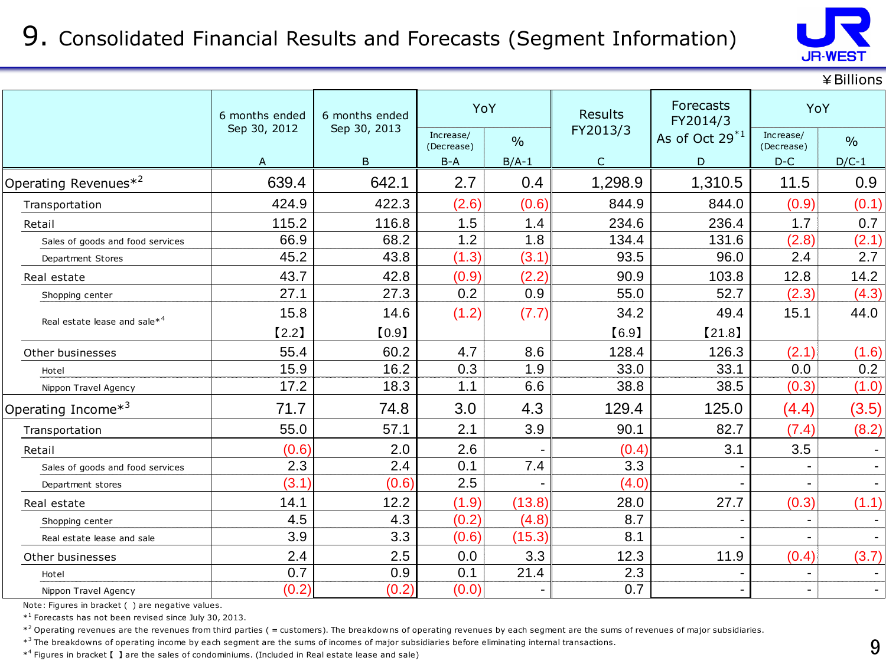# 9. Consolidated Financial Results and Forecasts (Segment Information)

¥Billions

| | 6 months ended Sep 30, 2012 | 6 months ended Sep 30, 2013 | YoY | | Results FY2013/3 | Forecasts FY2014/3 As of Oct 29*1 | YoY | |
|---|---|---|---|---|---|---|---|---|
| | | | Increase/ (Decrease) | % | | | Increase/ (Decrease) | % |
| | A | B | B-A | B/A-1 | C | D | D-C | D/C-1 |
| Operating Revenues*2 | 639.4 | 642.1 | 2.7 | 0.4 | 1,298.9 | 1,310.5 | 11.5 | 0.9 |
| Transportation | 424.9 | 422.3 | (2.6) | (0.6) | 844.9 | 844.0 | (0.9) | (0.1) |
| Retail | 115.2 | 116.8 | 1.5 | 1.4 | 234.6 | 236.4 | 1.7 | 0.7 |
| Sales of goods and food services | 66.9 | 68.2 | 1.2 | 1.8 | 134.4 | 131.6 | (2.8) | (2.1) |
| Department Stores | 45.2 | 43.8 | (1.3) | (3.1) | 93.5 | 96.0 | 2.4 | 2.7 |
| Real estate | 43.7 | 42.8 | (0.9) | (2.2) | 90.9 | 103.8 | 12.8 | 14.2 |
| Shopping center | 27.1 | 27.3 | 0.2 | 0.9 | 55.0 | 52.7 | (2.3) | (4.3) |
| Real estate lease and sale*4 | 15.8 【2.2】 | 14.6 【0.9】 | (1.2) | (7.7) | 34.2 【6.9】 | 49.4 【21.8】 | 15.1 | 44.0 |
| Other businesses | 55.4 | 60.2 | 4.7 | 8.6 | 128.4 | 126.3 | (2.1) | (1.6) |
| Hotel | 15.9 | 16.2 | 0.3 | 1.9 | 33.0 | 33.1 | 0.0 | 0.2 |
| Nippon Travel Agency | 17.2 | 18.3 | 1.1 | 6.6 | 38.8 | 38.5 | (0.3) | (1.0) |
| Operating Income*3 | 71.7 | 74.8 | 3.0 | 4.3 | 129.4 | 125.0 | (4.4) | (3.5) |
| Transportation | 55.0 | 57.1 | 2.1 | 3.9 | 90.1 | 82.7 | (7.4) | (8.2) |
| Retail | (0.6) | 2.0 | 2.6 | - | (0.4) | 3.1 | 3.5 | - |
| Sales of goods and food services | 2.3 | 2.4 | 0.1 | 7.4 | 3.3 | - | - | - |
| Department stores | (3.1) | (0.6) | 2.5 | - | (4.0) | - | - | - |
| Real estate | 14.1 | 12.2 | (1.9) | (13.8) | 28.0 | 27.7 | (0.3) | (1.1) |
| Shopping center | 4.5 | 4.3 | (0.2) | (4.8) | 8.7 | - | - | - |
| Real estate lease and sale | 3.9 | 3.3 | (0.6) | (15.3) | 8.1 | - | - | - |
| Other businesses | 2.4 | 2.5 | 0.0 | 3.3 | 12.3 | 11.9 | (0.4) | (3.7) |
| Hotel | 0.7 | 0.9 | 0.1 | 21.4 | 2.3 | - | - | - |
| Nippon Travel Agency | (0.2) | (0.2) | (0.0) | - | 0.7 | - | - | - |

Note: Figures in bracket ( ) are negative values.

*1 Forecasts has not been revised since July 30, 2013.

*2 Operating revenues are the revenues from third parties ( = customers). The breakdowns of operating revenues by each segment are the sums of revenues of major subsidiaries.

*3 The breakdowns of operating income by each segment are the sums of incomes of major subsidiaries before eliminating internal transactions.

*4 Figures in bracket【 】are the sales of condominiums. (Included in Real estate lease and sale)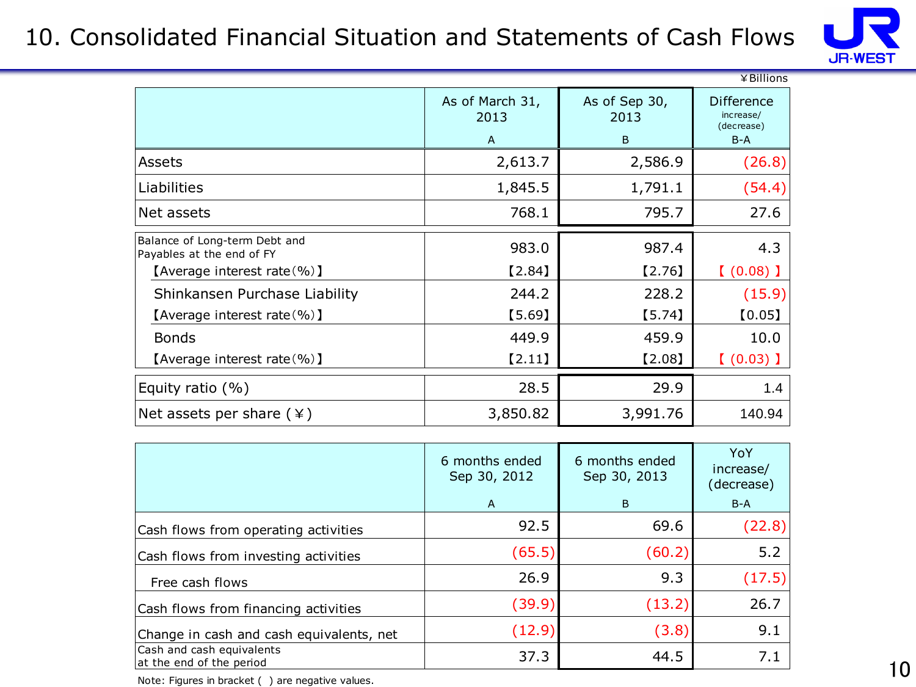# 10. Consolidated Financial Situation and Statements of Cash Flows

¥Billions

| | As of March 31, 2013<br>A | As of Sep 30, 2013<br>B | Difference increase/(decrease)<br>B-A |
|---|---|---|---|
| Assets | 2,613.7 | 2,586.9 | (26.8) |
| Liabilities | 1,845.5 | 1,791.1 | (54.4) |
| Net assets | 768.1 | 795.7 | 27.6 |
| Balance of Long-term Debt and Payables at the end of FY | 983.0 | 987.4 | 4.3 |
| 【Average interest rate(%)】 | 【2.84】 | 【2.76】 | 【(0.08)】 |
| Shinkansen Purchase Liability | 244.2 | 228.2 | (15.9) |
| 【Average interest rate(%)】 | 【5.69】 | 【5.74】 | 【0.05】 |
| Bonds | 449.9 | 459.9 | 10.0 |
| 【Average interest rate(%)】 | 【2.11】 | 【2.08】 | 【(0.03)】 |
| Equity ratio (%) | 28.5 | 29.9 | 1.4 |
| Net assets per share (¥) | 3,850.82 | 3,991.76 | 140.94 |

| | 6 months ended Sep 30, 2012<br>A | 6 months ended Sep 30, 2013<br>B | YoY increase/(decrease)<br>B-A |
|---|---|---|---|
| Cash flows from operating activities | 92.5 | 69.6 | (22.8) |
| Cash flows from investing activities | (65.5) | (60.2) | 5.2 |
| Free cash flows | 26.9 | 9.3 | (17.5) |
| Cash flows from financing activities | (39.9) | (13.2) | 26.7 |
| Change in cash and cash equivalents, net | (12.9) | (3.8) | 9.1 |
| Cash and cash equivalents at the end of the period | 37.3 | 44.5 | 7.1 |

Note: Figures in bracket ( ) are negative values.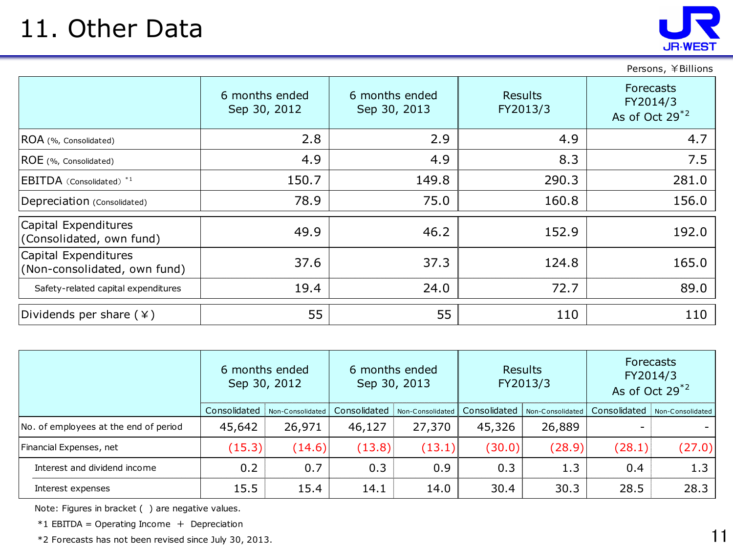# 11. Other Data

Persons, ￥Billions

| | 6 months ended Sep 30, 2012 | 6 months ended Sep 30, 2013 | Results FY2013/3 | Forecasts FY2014/3 As of Oct 29 *2 |
|---|---|---|---|---|
| ROA (%, Consolidated) | 2.8 | 2.9 | 4.9 | 4.7 |
| ROE (%, Consolidated) | 4.9 | 4.9 | 8.3 | 7.5 |
| EBITDA（Consolidated）*1 | 150.7 | 149.8 | 290.3 | 281.0 |
| Depreciation (Consolidated) | 78.9 | 75.0 | 160.8 | 156.0 |
| Capital Expenditures (Consolidated, own fund) | 49.9 | 46.2 | 152.9 | 192.0 |
| Capital Expenditures (Non-consolidated, own fund) | 37.6 | 37.3 | 124.8 | 165.0 |
| Safety-related capital expenditures | 19.4 | 24.0 | 72.7 | 89.0 |
| Dividends per share (￥) | 55 | 55 | 110 | 110 |

| | 6 months ended Sep 30, 2012 | | 6 months ended Sep 30, 2013 | | Results FY2013/3 | | Forecasts FY2014/3 As of Oct 29 *2 | |
|---|---|---|---|---|---|---|---|---|
| | Consolidated | Non-Consolidated | Consolidated | Non-Consolidated | Consolidated | Non-Consolidated | Consolidated | Non-Consolidated |
| No. of employees at the end of period | 45,642 | 26,971 | 46,127 | 27,370 | 45,326 | 26,889 | - | - |
| Financial Expenses, net | (15.3) | (14.6) | (13.8) | (13.1) | (30.0) | (28.9) | (28.1) | (27.0) |
| Interest and dividend income | 0.2 | 0.7 | 0.3 | 0.9 | 0.3 | 1.3 | 0.4 | 1.3 |
| Interest expenses | 15.5 | 15.4 | 14.1 | 14.0 | 30.4 | 30.3 | 28.5 | 28.3 |

Note: Figures in bracket ( ) are negative values.

*1 EBITDA = Operating Income ＋ Depreciation

*2 Forecasts has not been revised since July 30, 2013.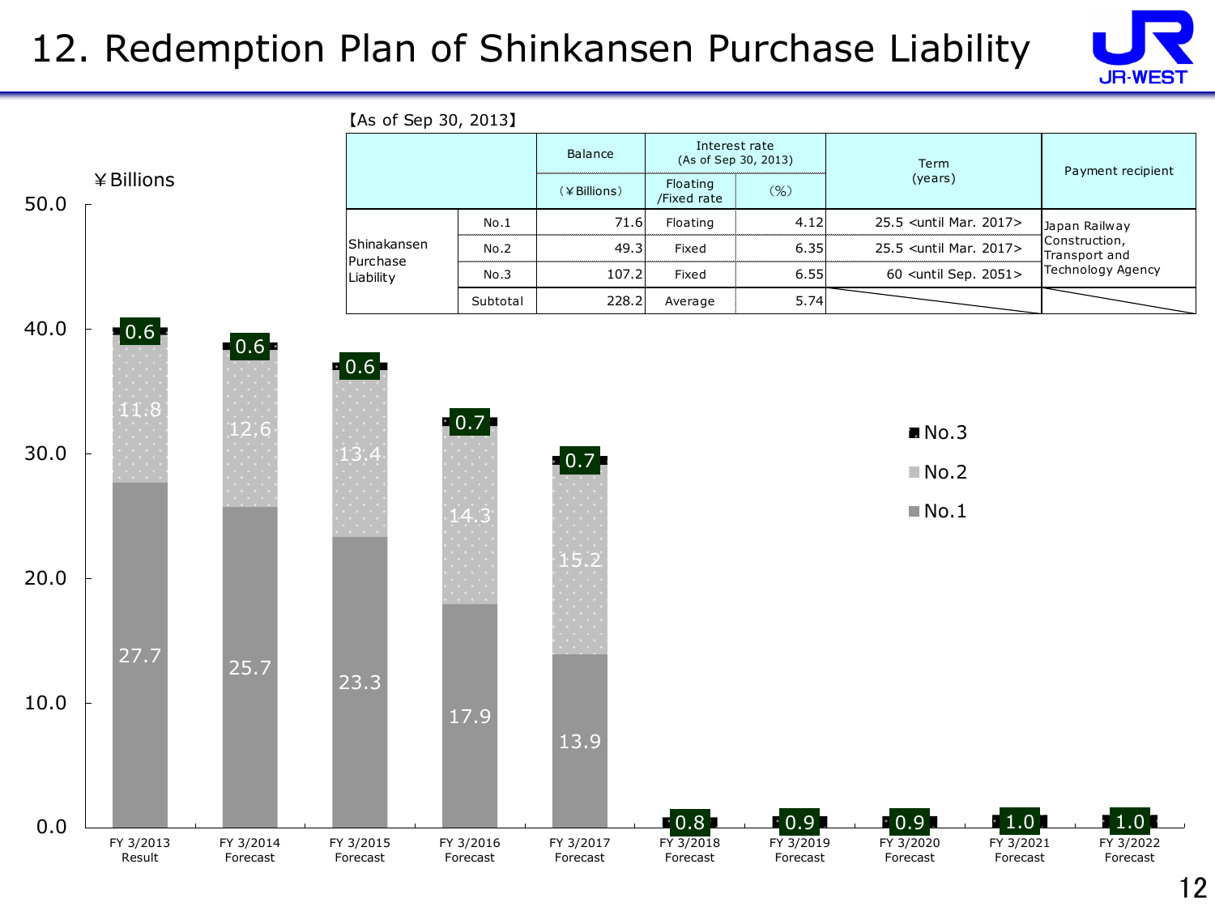# 12. Redemption Plan of Shinkansen Purchase Liability

【As of Sep 30, 2013】

| | | Balance (¥Billions) | Interest rate (As of Sep 30, 2013) Floating /Fixed rate | (%) | Term (years) | Payment recipient |
|---|---|---|---|---|---|---|
| Shinakansen Purchase Liability | No.1 | 71.6 | Floating | 4.12 | 25.5 <until Mar. 2017> | Japan Railway Construction, Transport and Technology Agency |
| | No.2 | 49.3 | Fixed | 6.35 | 25.5 <until Mar. 2017> | |
| | No.3 | 107.2 | Fixed | 6.55 | 60 <until Sep. 2051> | |
| | Subtotal | 228.2 | Average | 5.74 | | |

¥Billions

| | No.1 | No.2 | No.3 |
|---|---|---|---|
| FY 3/2013 Result | 27.7 | 11.8 | 0.6 |
| FY 3/2014 Forecast | 25.7 | 12.6 | 0.6 |
| FY 3/2015 Forecast | 23.3 | 13.4 | 0.6 |
| FY 3/2016 Forecast | 17.9 | 14.3 | 0.7 |
| FY 3/2017 Forecast | 13.9 | 15.2 | 0.7 |
| FY 3/2018 Forecast | | | 0.8 |
| FY 3/2019 Forecast | | | 0.9 |
| FY 3/2020 Forecast | | | 0.9 |
| FY 3/2021 Forecast | | | 1.0 |
| FY 3/2022 Forecast | | | 1.0 |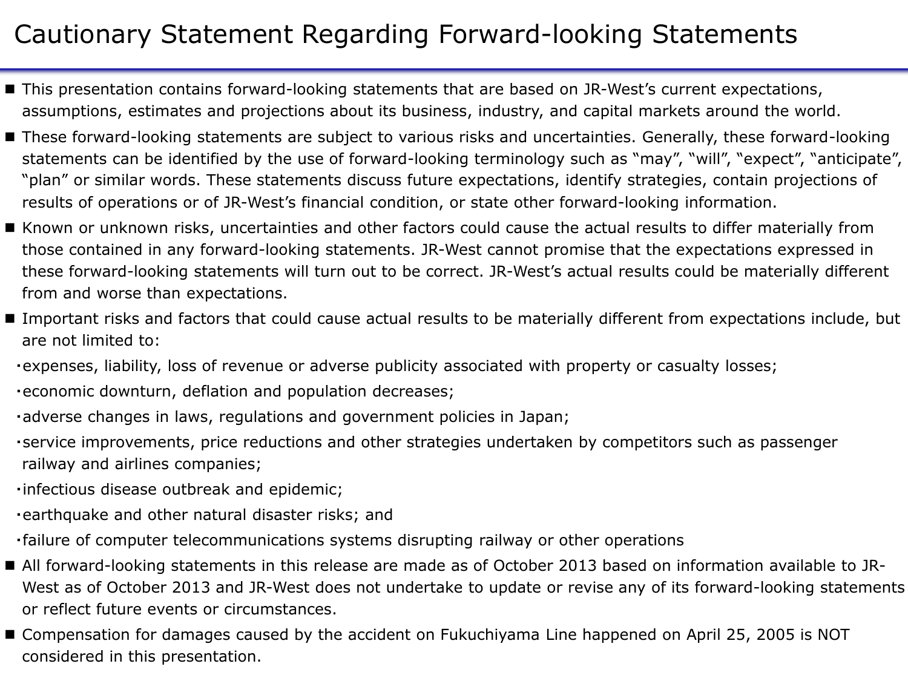# Cautionary Statement Regarding Forward-looking Statements

- This presentation contains forward-looking statements that are based on JR-West's current expectations, assumptions, estimates and projections about its business, industry, and capital markets around the world.
- These forward-looking statements are subject to various risks and uncertainties. Generally, these forward-looking statements can be identified by the use of forward-looking terminology such as "may", "will", "expect", "anticipate", "plan" or similar words. These statements discuss future expectations, identify strategies, contain projections of results of operations or of JR-West's financial condition, or state other forward-looking information.
- Known or unknown risks, uncertainties and other factors could cause the actual results to differ materially from those contained in any forward-looking statements. JR-West cannot promise that the expectations expressed in these forward-looking statements will turn out to be correct. JR-West's actual results could be materially different from and worse than expectations.
- Important risks and factors that could cause actual results to be materially different from expectations include, but are not limited to:
  - expenses, liability, loss of revenue or adverse publicity associated with property or casualty losses;
  - economic downturn, deflation and population decreases;
  - adverse changes in laws, regulations and government policies in Japan;
  - service improvements, price reductions and other strategies undertaken by competitors such as passenger railway and airlines companies;
  - infectious disease outbreak and epidemic;
  - earthquake and other natural disaster risks; and
  - failure of computer telecommunications systems disrupting railway or other operations
- All forward-looking statements in this release are made as of October 2013 based on information available to JR-West as of October 2013 and JR-West does not undertake to update or revise any of its forward-looking statements or reflect future events or circumstances.
- Compensation for damages caused by the accident on Fukuchiyama Line happened on April 25, 2005 is NOT considered in this presentation.